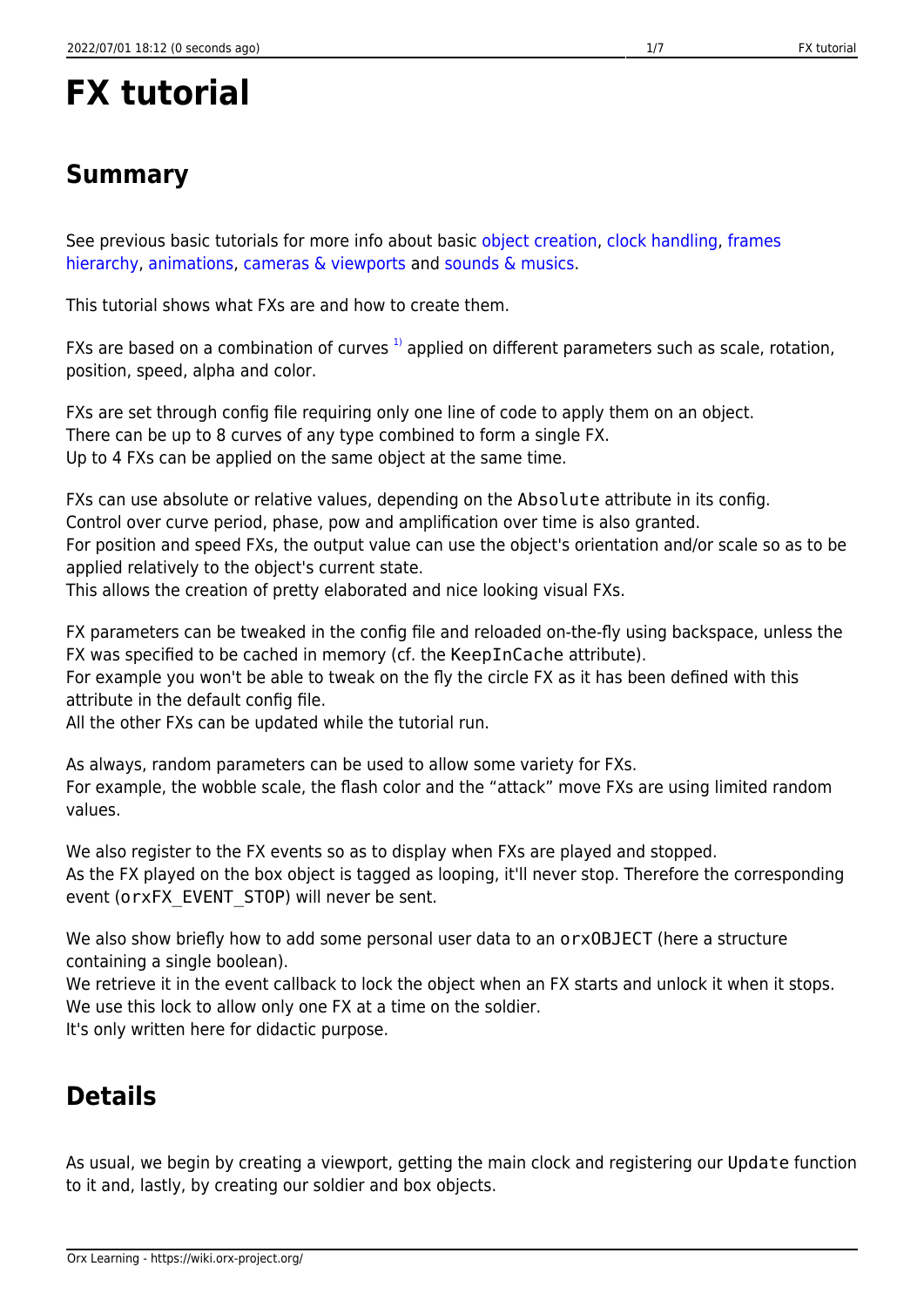# FX tutorial

## Summary

See previous basic tutorials for more info about basic object creation, clock handling, frames hierarchy, animations, cameras & viewports and sounds & musics.

This tutorial shows what FXs are and how to create them.

FXs are based on a combination of curves [1] applied on different parameters such as scale, rotation, position, speed, alpha and color.

FXs are set through config file requiring only one line of code to apply them on an object.
There can be up to 8 curves of any type combined to form a single FX.
Up to 4 FXs can be applied on the same object at the same time.

FXs can use absolute or relative values, depending on the `Absolute` attribute in its config.
Control over curve period, phase, pow and amplification over time is also granted.
For position and speed FXs, the output value can use the object's orientation and/or scale so as to be applied relatively to the object's current state.
This allows the creation of pretty elaborated and nice looking visual FXs.

FX parameters can be tweaked in the config file and reloaded on-the-fly using backspace, unless the FX was specified to be cached in memory (cf. the `KeepInCache` attribute).
For example you won't be able to tweak on the fly the circle FX as it has been defined with this attribute in the default config file.
All the other FXs can be updated while the tutorial run.

As always, random parameters can be used to allow some variety for FXs.
For example, the wobble scale, the flash color and the "attack" move FXs are using limited random values.

We also register to the FX events so as to display when FXs are played and stopped.
As the FX played on the box object is tagged as looping, it'll never stop. Therefore the corresponding event (`orxFX_EVENT_STOP`) will never be sent.

We also show briefly how to add some personal user data to an `orxOBJECT` (here a structure containing a single boolean).
We retrieve it in the event callback to lock the object when an FX starts and unlock it when it stops.
We use this lock to allow only one FX at a time on the soldier.
It's only written here for didactic purpose.

## Details

As usual, we begin by creating a viewport, getting the main clock and registering our `Update` function to it and, lastly, by creating our soldier and box objects.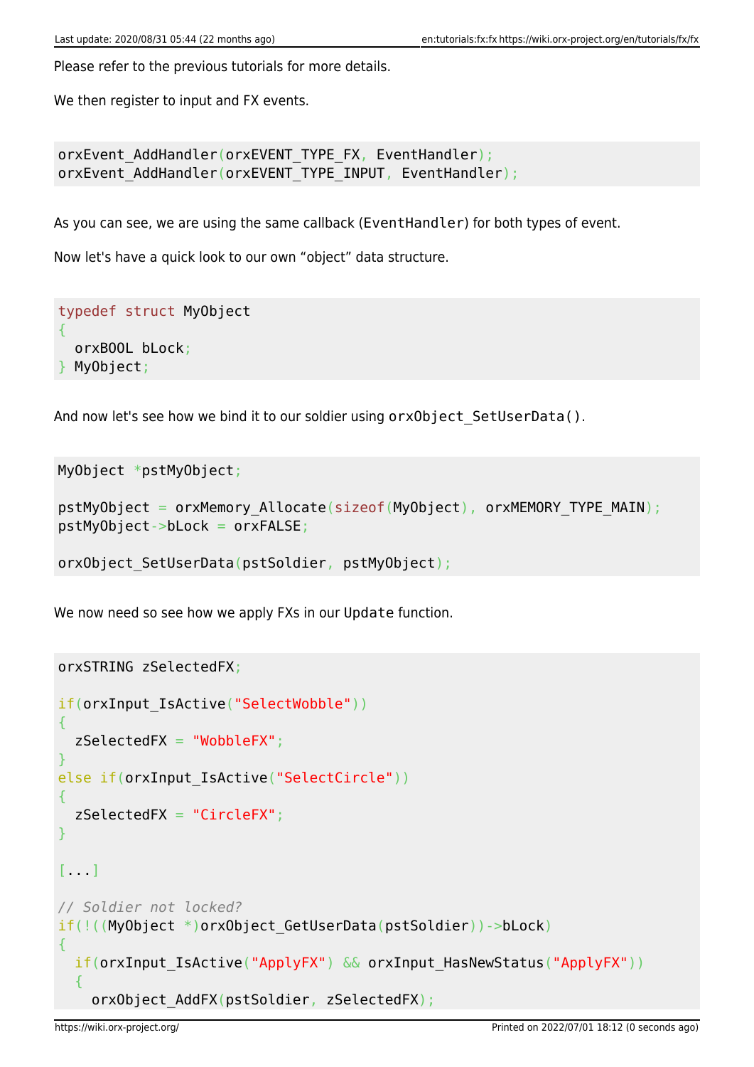Please refer to the previous tutorials for more details.

We then register to input and FX events.

```
orxEvent_AddHandler(orxEVENT_TYPE_FX, EventHandler);
orxEvent_AddHandler(orxEVENT_TYPE_INPUT, EventHandler);
```

As you can see, we are using the same callback (`EventHandler`) for both types of event.

Now let's have a quick look to our own "object" data structure.

```
typedef struct MyObject
{
  orxBOOL bLock;
} MyObject;
```

And now let's see how we bind it to our soldier using `orxObject_SetUserData()`.

```
MyObject *pstMyObject;

pstMyObject = orxMemory_Allocate(sizeof(MyObject), orxMEMORY_TYPE_MAIN);
pstMyObject->bLock = orxFALSE;

orxObject_SetUserData(pstSoldier, pstMyObject);
```

We now need so see how we apply FXs in our `Update` function.

```
orxSTRING zSelectedFX;

if(orxInput_IsActive("SelectWobble"))
{
  zSelectedFX = "WobbleFX";
}
else if(orxInput_IsActive("SelectCircle"))
{
  zSelectedFX = "CircleFX";
}

[...]

// Soldier not locked?
if(!((MyObject *)orxObject_GetUserData(pstSoldier))->bLock)
{
  if(orxInput_IsActive("ApplyFX") && orxInput_HasNewStatus("ApplyFX"))
  {
    orxObject_AddFX(pstSoldier, zSelectedFX);
```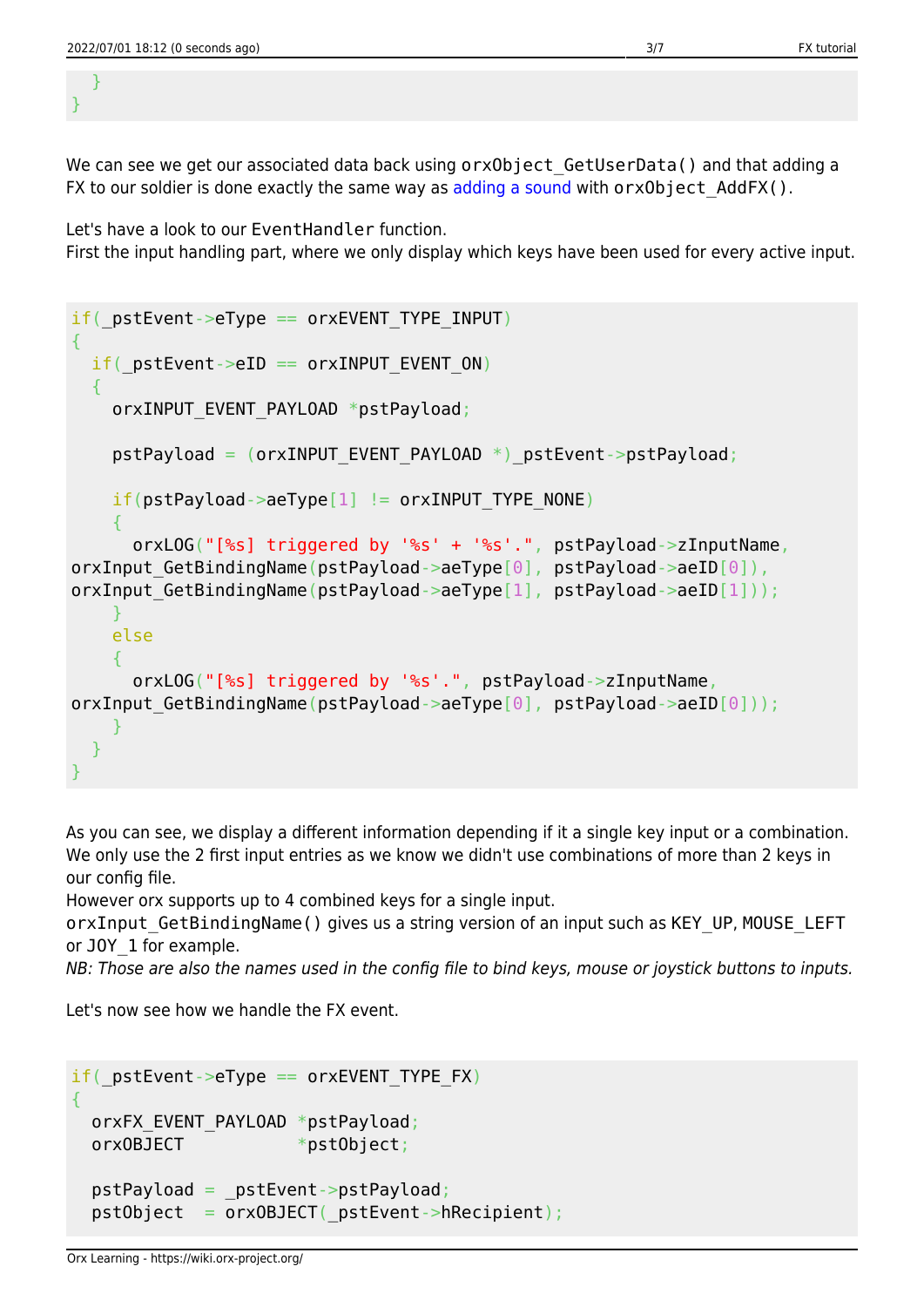```
  }
}
```

We can see we get our associated data back using `orxObject_GetUserData()` and that adding a FX to our soldier is done exactly the same way as adding a sound with `orxObject_AddFX()`.

Let's have a look to our `EventHandler` function.
First the input handling part, where we only display which keys have been used for every active input.

```
if(_pstEvent->eType == orxEVENT_TYPE_INPUT)
{
  if(_pstEvent->eID == orxINPUT_EVENT_ON)
  {
    orxINPUT_EVENT_PAYLOAD *pstPayload;

    pstPayload = (orxINPUT_EVENT_PAYLOAD *)_pstEvent->pstPayload;

    if(pstPayload->aeType[1] != orxINPUT_TYPE_NONE)
    {
      orxLOG("[%s] triggered by '%s' + '%s'.", pstPayload->zInputName,
orxInput_GetBindingName(pstPayload->aeType[0], pstPayload->aeID[0]),
orxInput_GetBindingName(pstPayload->aeType[1], pstPayload->aeID[1]));
    }
    else
    {
      orxLOG("[%s] triggered by '%s'.", pstPayload->zInputName,
orxInput_GetBindingName(pstPayload->aeType[0], pstPayload->aeID[0]));
    }
  }
}
```

As you can see, we display a different information depending if it a single key input or a combination.
We only use the 2 first input entries as we know we didn't use combinations of more than 2 keys in our config file.
However orx supports up to 4 combined keys for a single input.
`orxInput_GetBindingName()` gives us a string version of an input such as KEY_UP, MOUSE_LEFT or JOY_1 for example.
*NB: Those are also the names used in the config file to bind keys, mouse or joystick buttons to inputs.*

Let's now see how we handle the FX event.

```
if(_pstEvent->eType == orxEVENT_TYPE_FX)
{
  orxFX_EVENT_PAYLOAD *pstPayload;
  orxOBJECT           *pstObject;

  pstPayload = _pstEvent->pstPayload;
  pstObject  = orxOBJECT(_pstEvent->hRecipient);
```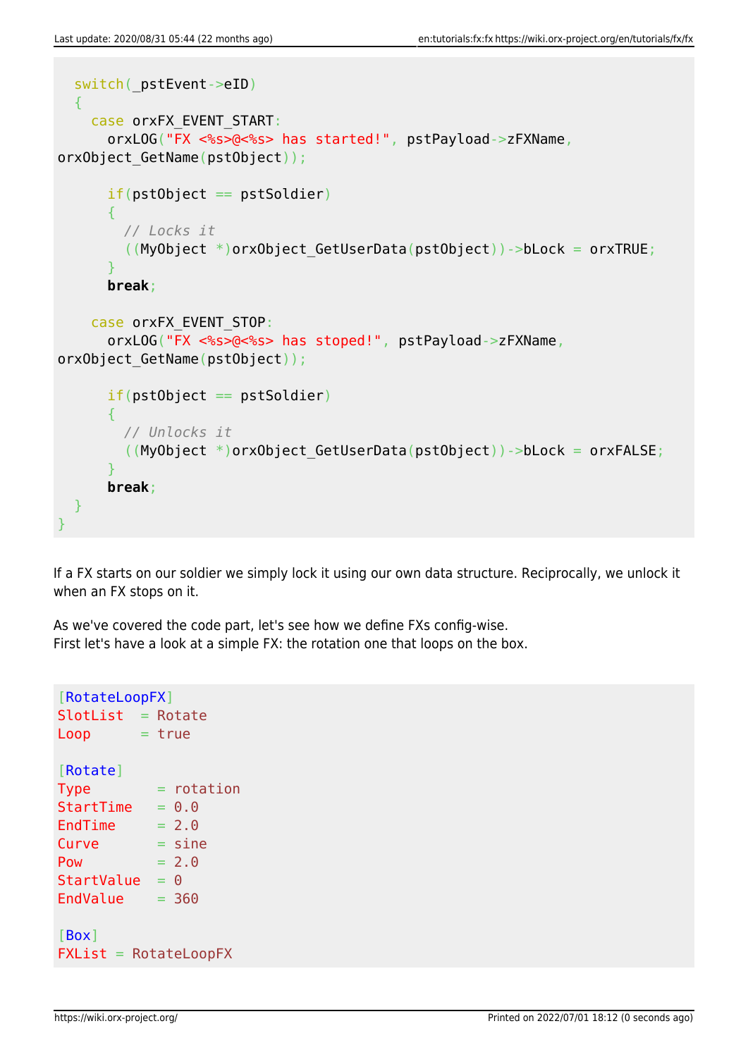```
  switch(_pstEvent->eID)
  {
    case orxFX_EVENT_START:
      orxLOG("FX <%s>@<%s> has started!", pstPayload->zFXName,
orxObject_GetName(pstObject));

      if(pstObject == pstSoldier)
      {
        // Locks it
        ((MyObject *)orxObject_GetUserData(pstObject))->bLock = orxTRUE;
      }
      break;

    case orxFX_EVENT_STOP:
      orxLOG("FX <%s>@<%s> has stoped!", pstPayload->zFXName,
orxObject_GetName(pstObject));

      if(pstObject == pstSoldier)
      {
        // Unlocks it
        ((MyObject *)orxObject_GetUserData(pstObject))->bLock = orxFALSE;
      }
      break;
  }
}
```

If a FX starts on our soldier we simply lock it using our own data structure. Reciprocally, we unlock it when an FX stops on it.

As we've covered the code part, let's see how we define FXs config-wise.
First let's have a look at a simple FX: the rotation one that loops on the box.

```
[RotateLoopFX]
SlotList  = Rotate
Loop      = true

[Rotate]
Type        = rotation
StartTime   = 0.0
EndTime     = 2.0
Curve       = sine
Pow         = 2.0
StartValue  = 0
EndValue    = 360

[Box]
FXList = RotateLoopFX
```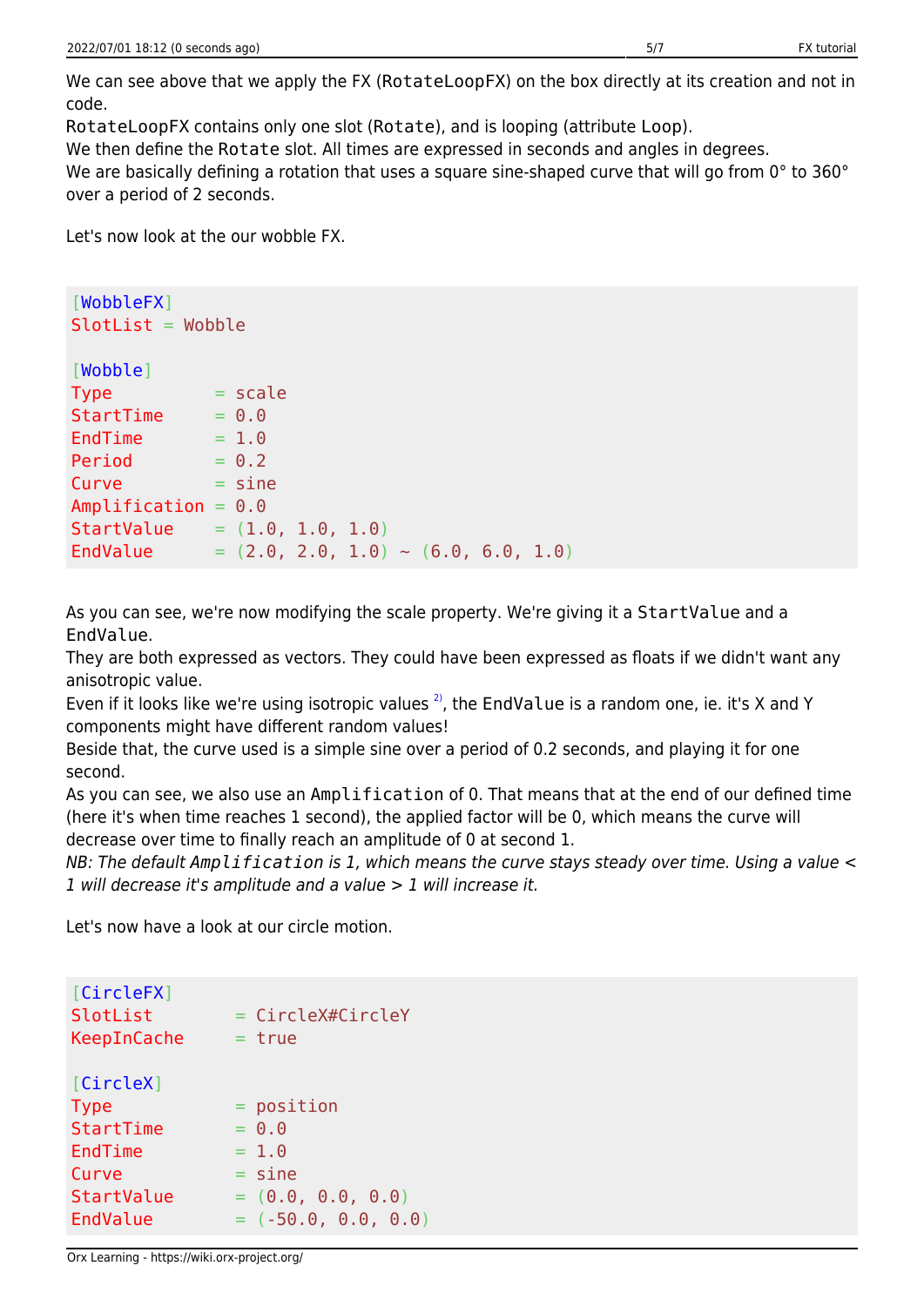We can see above that we apply the FX (`RotateLoopFX`) on the box directly at its creation and not in code.
`RotateLoopFX` contains only one slot (`Rotate`), and is looping (attribute `Loop`).
We then define the `Rotate` slot. All times are expressed in seconds and angles in degrees.
We are basically defining a rotation that uses a square sine-shaped curve that will go from 0° to 360° over a period of 2 seconds.

Let's now look at the our wobble FX.

```
[WobbleFX]
SlotList = Wobble

[Wobble]
Type          = scale
StartTime     = 0.0
EndTime       = 1.0
Period        = 0.2
Curve         = sine
Amplification = 0.0
StartValue    = (1.0, 1.0, 1.0)
EndValue      = (2.0, 2.0, 1.0) ~ (6.0, 6.0, 1.0)
```

As you can see, we're now modifying the scale property. We're giving it a `StartValue` and a `EndValue`.
They are both expressed as vectors. They could have been expressed as floats if we didn't want any anisotropic value.
Even if it looks like we're using isotropic values [2], the `EndValue` is a random one, ie. it's X and Y components might have different random values!
Beside that, the curve used is a simple sine over a period of 0.2 seconds, and playing it for one second.
As you can see, we also use an `Amplification` of 0. That means that at the end of our defined time (here it's when time reaches 1 second), the applied factor will be 0, which means the curve will decrease over time to finally reach an amplitude of 0 at second 1.
*NB: The default `Amplification` is 1, which means the curve stays steady over time. Using a value < 1 will decrease it's amplitude and a value > 1 will increase it.*

Let's now have a look at our circle motion.

```
[CircleFX]
SlotList        = CircleX#CircleY
KeepInCache     = true

[CircleX]
Type            = position
StartTime       = 0.0
EndTime         = 1.0
Curve           = sine
StartValue      = (0.0, 0.0, 0.0)
EndValue        = (-50.0, 0.0, 0.0)
```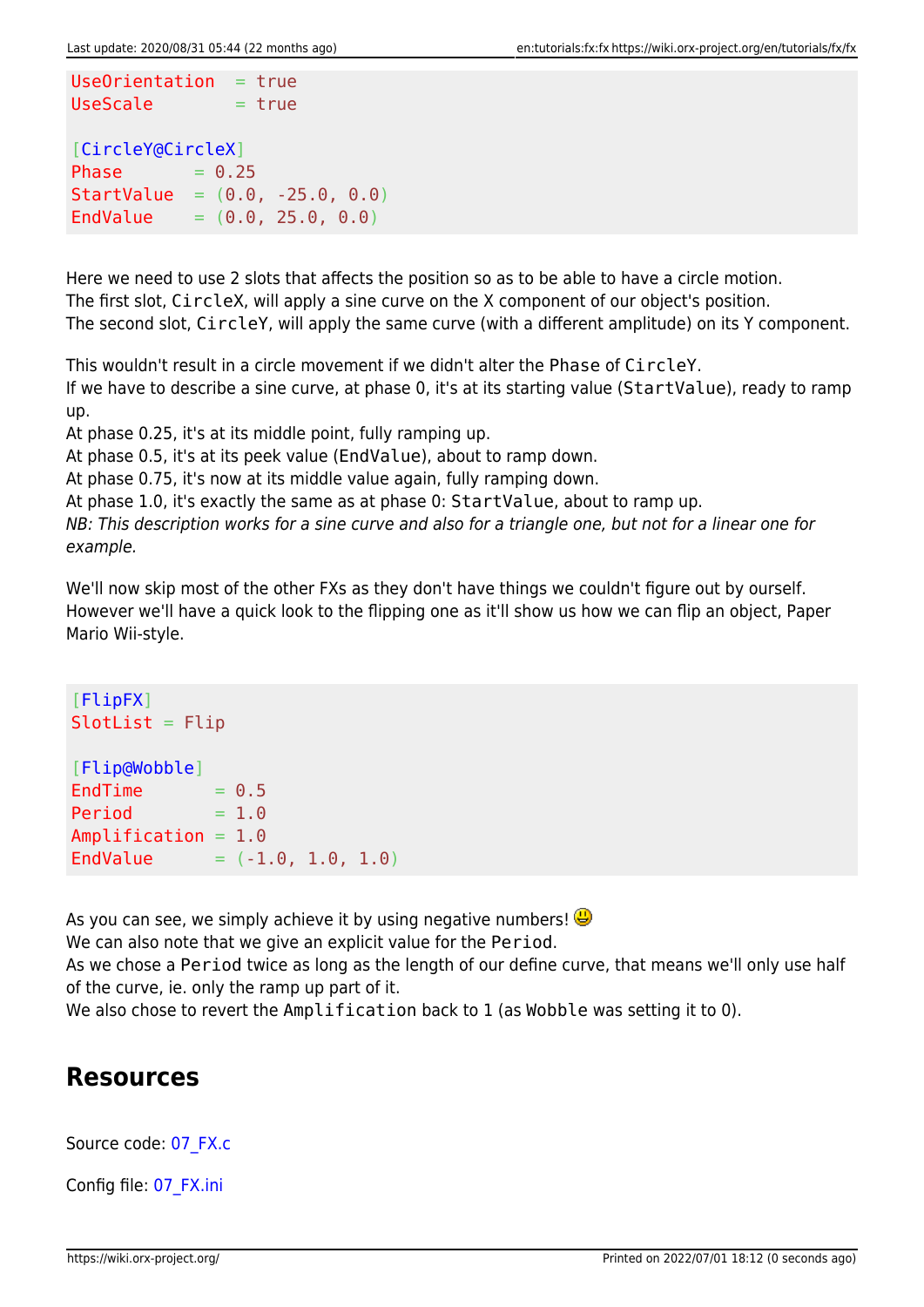```
UseOrientation  = true
UseScale        = true

[CircleY@CircleX]
Phase       = 0.25
StartValue  = (0.0, -25.0, 0.0)
EndValue    = (0.0, 25.0, 0.0)
```

Here we need to use 2 slots that affects the position so as to be able to have a circle motion.
The first slot, `CircleX`, will apply a sine curve on the X component of our object's position.
The second slot, `CircleY`, will apply the same curve (with a different amplitude) on its Y component.

This wouldn't result in a circle movement if we didn't alter the `Phase` of `CircleY`.
If we have to describe a sine curve, at phase 0, it's at its starting value (`StartValue`), ready to ramp up.
At phase 0.25, it's at its middle point, fully ramping up.
At phase 0.5, it's at its peek value (`EndValue`), about to ramp down.
At phase 0.75, it's now at its middle value again, fully ramping down.
At phase 1.0, it's exactly the same as at phase 0: `StartValue`, about to ramp up.
*NB: This description works for a sine curve and also for a triangle one, but not for a linear one for example.*

We'll now skip most of the other FXs as they don't have things we couldn't figure out by ourself.
However we'll have a quick look to the flipping one as it'll show us how we can flip an object, Paper Mario Wii-style.

```
[FlipFX]
SlotList = Flip

[Flip@Wobble]
EndTime       = 0.5
Period        = 1.0
Amplification = 1.0
EndValue      = (-1.0, 1.0, 1.0)
```

As you can see, we simply achieve it by using negative numbers! 😃
We can also note that we give an explicit value for the `Period`.
As we chose a `Period` twice as long as the length of our define curve, that means we'll only use half of the curve, ie. only the ramp up part of it.
We also chose to revert the `Amplification` back to 1 (as `Wobble` was setting it to 0).

## Resources

Source code: 07_FX.c

Config file: 07_FX.ini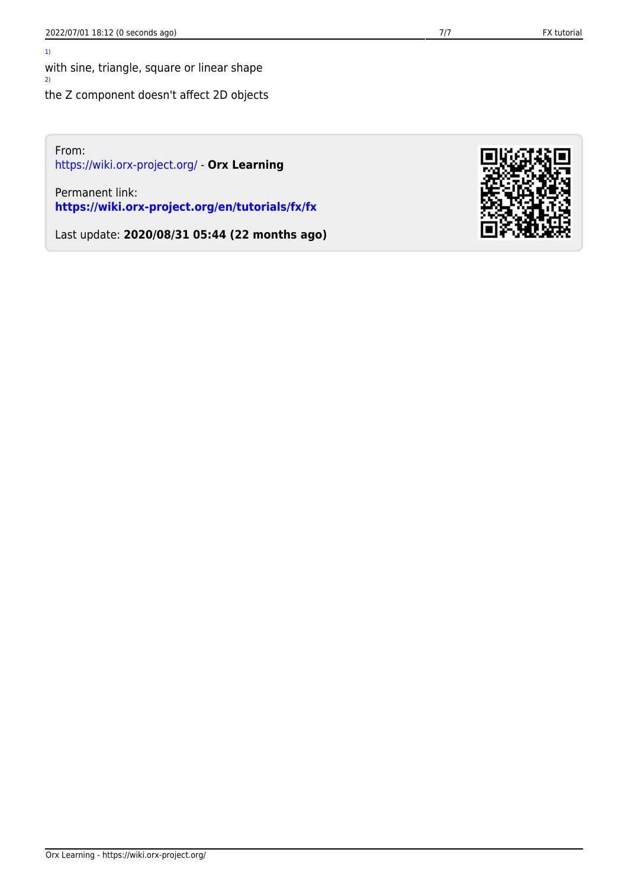[1] with sine, triangle, square or linear shape

[2] the Z component doesn't affect 2D objects

From:
https://wiki.orx-project.org/ - **Orx Learning**

Permanent link:
**https://wiki.orx-project.org/en/tutorials/fx/fx**

Last update: **2020/08/31 05:44 (22 months ago)**